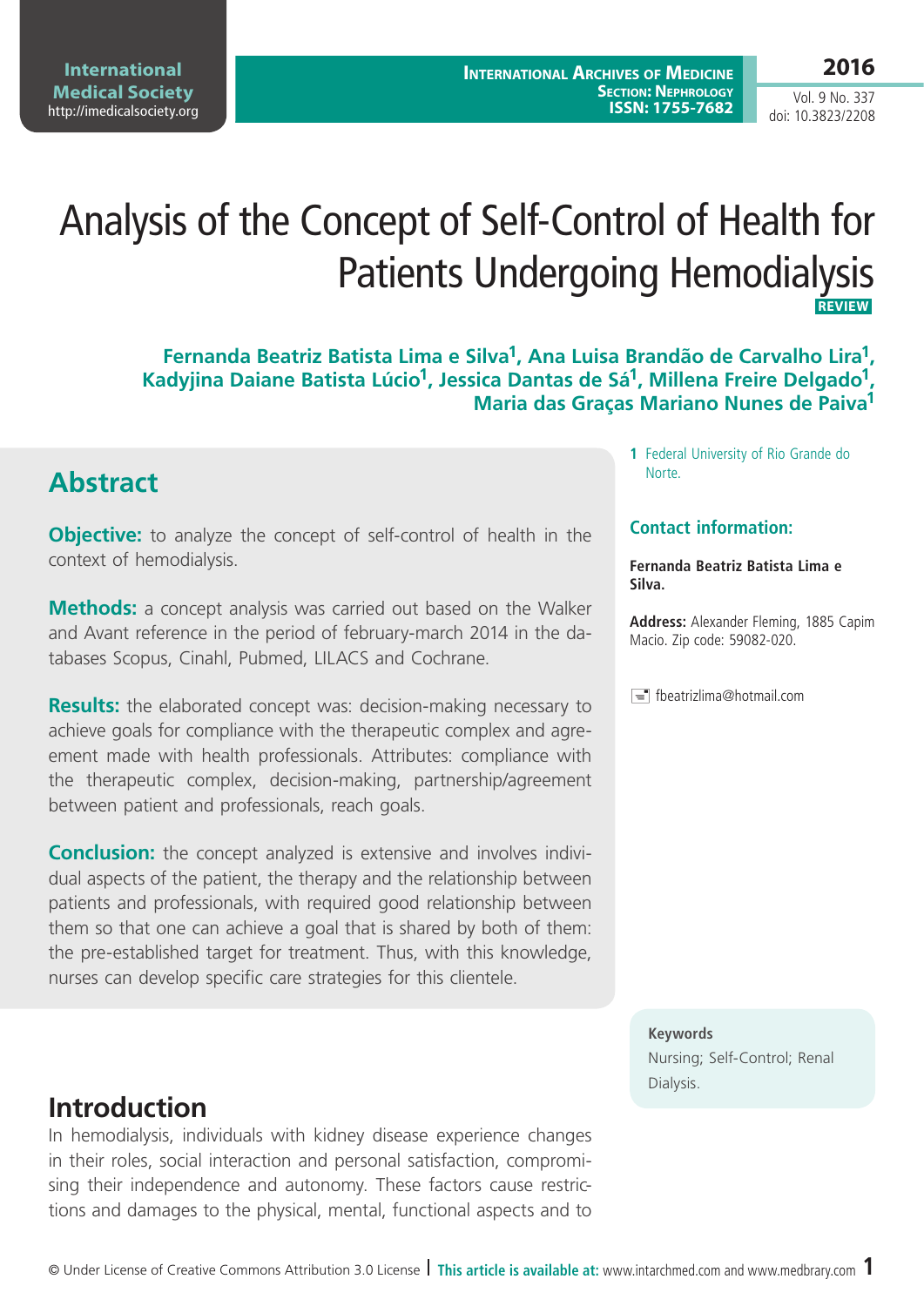# Analysis of the Concept of Self-Control of Health for Patients Undergoing Hemodialysis

REVIEW

**Fernanda Beatriz Batista Lima e Silva[1], Ana Luisa Brandão de Carvalho Lira[1], Kadyjina Daiane Batista Lúcio[1], Jessica Dantas de Sá[1], Millena Freire Delgado[1], Maria das Graças Mariano Nunes de Paiva[1]**

1 Federal University of Rio Grande do Norte.

**Contact information:**

**Fernanda Beatriz Batista Lima e Silva.**

**Address:** Alexander Fleming, 1885 Capim Macio. Zip code: 59082-020.

fbeatrizlima@hotmail.com

## Abstract

**Objective:** to analyze the concept of self-control of health in the context of hemodialysis.

**Methods:** a concept analysis was carried out based on the Walker and Avant reference in the period of february-march 2014 in the databases Scopus, Cinahl, Pubmed, LILACS and Cochrane.

**Results:** the elaborated concept was: decision-making necessary to achieve goals for compliance with the therapeutic complex and agreement made with health professionals. Attributes: compliance with the therapeutic complex, decision-making, partnership/agreement between patient and professionals, reach goals.

**Conclusion:** the concept analyzed is extensive and involves individual aspects of the patient, the therapy and the relationship between patients and professionals, with required good relationship between them so that one can achieve a goal that is shared by both of them: the pre-established target for treatment. Thus, with this knowledge, nurses can develop specific care strategies for this clientele.

**Keywords**

Nursing; Self-Control; Renal Dialysis.

## Introduction

In hemodialysis, individuals with kidney disease experience changes in their roles, social interaction and personal satisfaction, compromising their independence and autonomy. These factors cause restrictions and damages to the physical, mental, functional aspects and to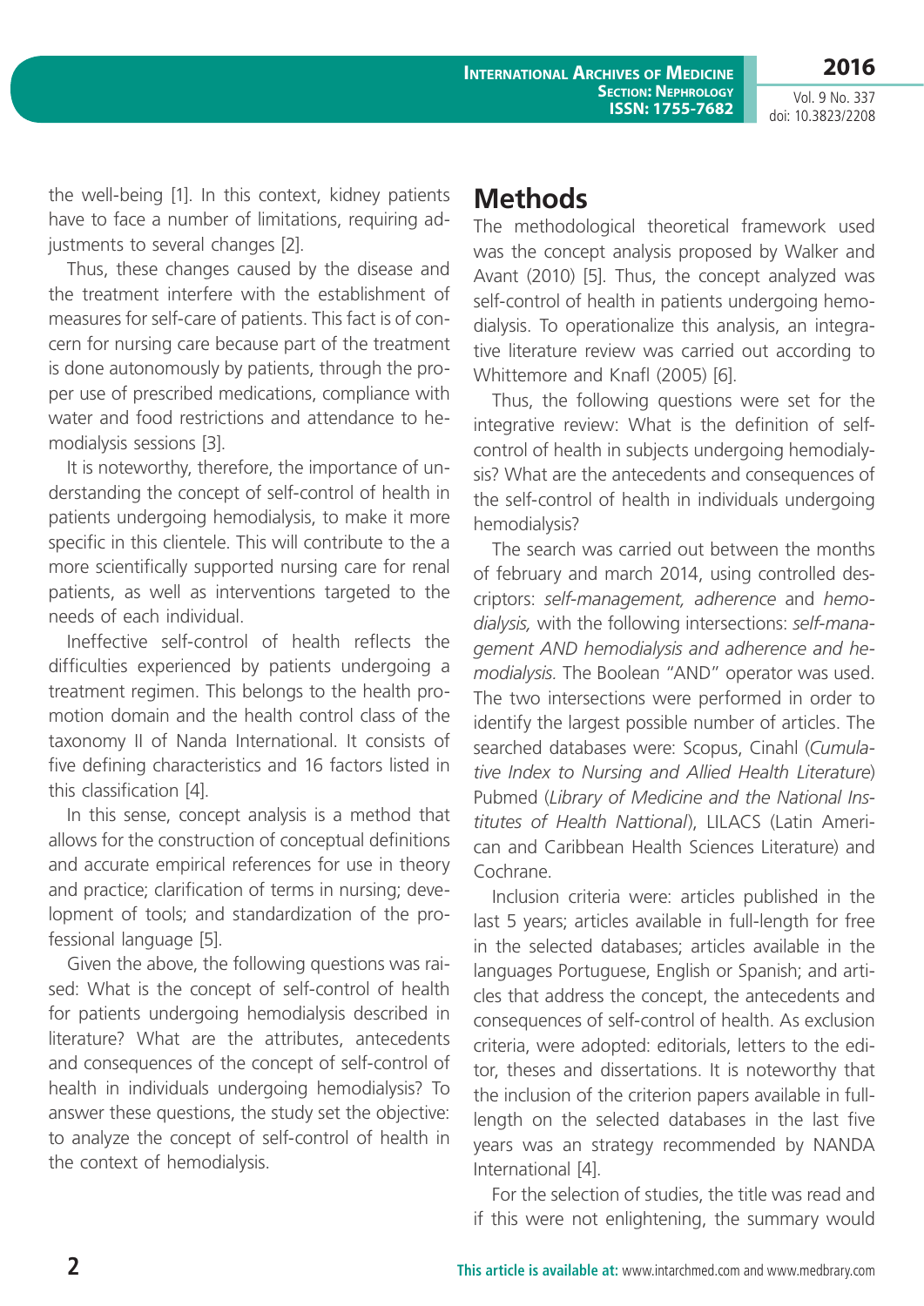the well-being [1]. In this context, kidney patients have to face a number of limitations, requiring adjustments to several changes [2].

Thus, these changes caused by the disease and the treatment interfere with the establishment of measures for self-care of patients. This fact is of concern for nursing care because part of the treatment is done autonomously by patients, through the proper use of prescribed medications, compliance with water and food restrictions and attendance to hemodialysis sessions [3].

It is noteworthy, therefore, the importance of understanding the concept of self-control of health in patients undergoing hemodialysis, to make it more specific in this clientele. This will contribute to the a more scientifically supported nursing care for renal patients, as well as interventions targeted to the needs of each individual.

Ineffective self-control of health reflects the difficulties experienced by patients undergoing a treatment regimen. This belongs to the health promotion domain and the health control class of the taxonomy II of Nanda International. It consists of five defining characteristics and 16 factors listed in this classification [4].

In this sense, concept analysis is a method that allows for the construction of conceptual definitions and accurate empirical references for use in theory and practice; clarification of terms in nursing; development of tools; and standardization of the professional language [5].

Given the above, the following questions was raised: What is the concept of self-control of health for patients undergoing hemodialysis described in literature? What are the attributes, antecedents and consequences of the concept of self-control of health in individuals undergoing hemodialysis? To answer these questions, the study set the objective: to analyze the concept of self-control of health in the context of hemodialysis.

# Methods

The methodological theoretical framework used was the concept analysis proposed by Walker and Avant (2010) [5]. Thus, the concept analyzed was self-control of health in patients undergoing hemodialysis. To operationalize this analysis, an integrative literature review was carried out according to Whittemore and Knafl (2005) [6].

Thus, the following questions were set for the integrative review: What is the definition of self-control of health in subjects undergoing hemodialysis? What are the antecedents and consequences of the self-control of health in individuals undergoing hemodialysis?

The search was carried out between the months of february and march 2014, using controlled descriptors: *self-management, adherence* and *hemodialysis,* with the following intersections: *self-management AND hemodialysis and adherence and hemodialysis.* The Boolean "AND" operator was used. The two intersections were performed in order to identify the largest possible number of articles. The searched databases were: Scopus, Cinahl (*Cumulative Index to Nursing and Allied Health Literature*) Pubmed (*Library of Medicine and the National Institutes of Health Nattional*), LILACS (Latin American and Caribbean Health Sciences Literature) and Cochrane.

Inclusion criteria were: articles published in the last 5 years; articles available in full-length for free in the selected databases; articles available in the languages Portuguese, English or Spanish; and articles that address the concept, the antecedents and consequences of self-control of health. As exclusion criteria, were adopted: editorials, letters to the editor, theses and dissertations. It is noteworthy that the inclusion of the criterion papers available in full-length on the selected databases in the last five years was an strategy recommended by NANDA International [4].

For the selection of studies, the title was read and if this were not enlightening, the summary would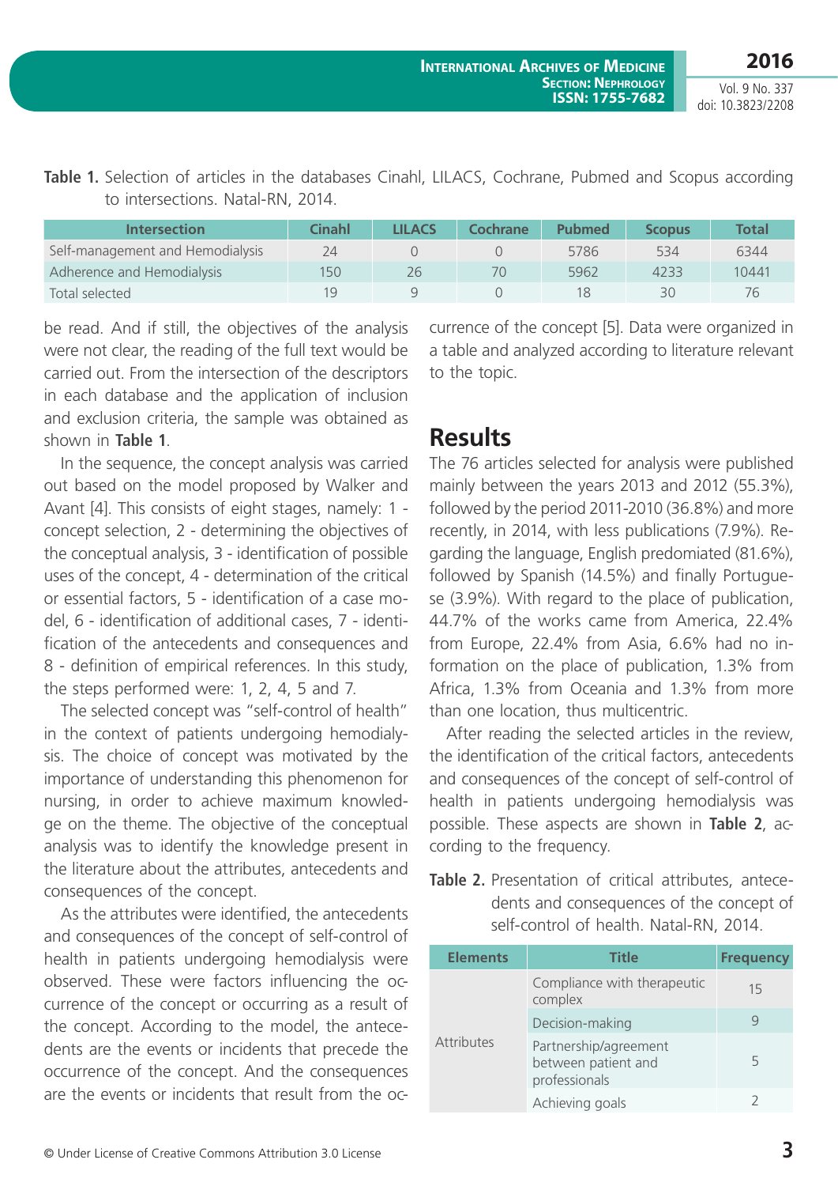**Table 1.** Selection of articles in the databases Cinahl, LILACS, Cochrane, Pubmed and Scopus according to intersections. Natal-RN, 2014.

| Intersection | Cinahl | LILACS | Cochrane | Pubmed | Scopus | Total |
|---|---|---|---|---|---|---|
| Self-management and Hemodialysis | 24 | 0 | 0 | 5786 | 534 | 6344 |
| Adherence and Hemodialysis | 150 | 26 | 70 | 5962 | 4233 | 10441 |
| Total selected | 19 | 9 | 0 | 18 | 30 | 76 |

be read. And if still, the objectives of the analysis were not clear, the reading of the full text would be carried out. From the intersection of the descriptors in each database and the application of inclusion and exclusion criteria, the sample was obtained as shown in **Table 1**.

In the sequence, the concept analysis was carried out based on the model proposed by Walker and Avant [4]. This consists of eight stages, namely: 1 - concept selection, 2 - determining the objectives of the conceptual analysis, 3 - identification of possible uses of the concept, 4 - determination of the critical or essential factors, 5 - identification of a case model, 6 - identification of additional cases, 7 - identification of the antecedents and consequences and 8 - definition of empirical references. In this study, the steps performed were: 1, 2, 4, 5 and 7.

The selected concept was "self-control of health" in the context of patients undergoing hemodialysis. The choice of concept was motivated by the importance of understanding this phenomenon for nursing, in order to achieve maximum knowledge on the theme. The objective of the conceptual analysis was to identify the knowledge present in the literature about the attributes, antecedents and consequences of the concept.

As the attributes were identified, the antecedents and consequences of the concept of self-control of health in patients undergoing hemodialysis were observed. These were factors influencing the occurrence of the concept or occurring as a result of the concept. According to the model, the antecedents are the events or incidents that precede the occurrence of the concept. And the consequences are the events or incidents that result from the occurrence of the concept [5]. Data were organized in a table and analyzed according to literature relevant to the topic.

## Results

The 76 articles selected for analysis were published mainly between the years 2013 and 2012 (55.3%), followed by the period 2011-2010 (36.8%) and more recently, in 2014, with less publications (7.9%). Regarding the language, English predomiated (81.6%), followed by Spanish (14.5%) and finally Portuguese (3.9%). With regard to the place of publication, 44.7% of the works came from America, 22.4% from Europe, 22.4% from Asia, 6.6% had no information on the place of publication, 1.3% from Africa, 1.3% from Oceania and 1.3% from more than one location, thus multicentric.

After reading the selected articles in the review, the identification of the critical factors, antecedents and consequences of the concept of self-control of health in patients undergoing hemodialysis was possible. These aspects are shown in **Table 2**, according to the frequency.

**Table 2.** Presentation of critical attributes, antecedents and consequences of the concept of self-control of health. Natal-RN, 2014.

| Elements | Title | Frequency |
|---|---|---|
| Attributes | Compliance with therapeutic complex | 15 |
| | Decision-making | 9 |
| | Partnership/agreement between patient and professionals | 5 |
| | Achieving goals | 2 |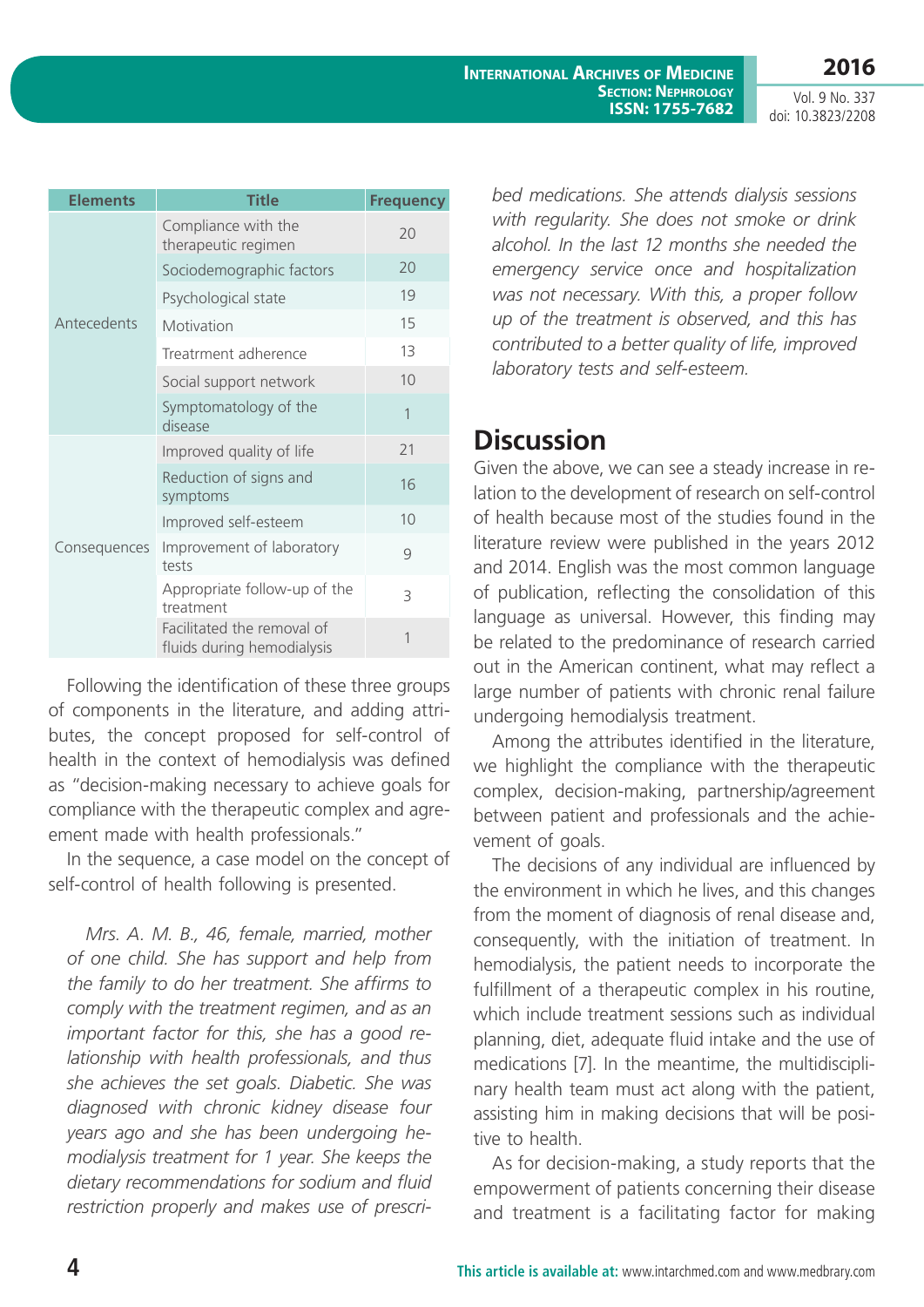| Elements | Title | Frequency |
|---|---|---|
| Antecedents | Compliance with the therapeutic regimen | 20 |
| | Sociodemographic factors | 20 |
| | Psychological state | 19 |
| | Motivation | 15 |
| | Treatrment adherence | 13 |
| | Social support network | 10 |
| | Symptomatology of the disease | 1 |
| Consequences | Improved quality of life | 21 |
| | Reduction of signs and symptoms | 16 |
| | Improved self-esteem | 10 |
| | Improvement of laboratory tests | 9 |
| | Appropriate follow-up of the treatment | 3 |
| | Facilitated the removal of fluids during hemodialysis | 1 |

Following the identification of these three groups of components in the literature, and adding attributes, the concept proposed for self-control of health in the context of hemodialysis was defined as "decision-making necessary to achieve goals for compliance with the therapeutic complex and agreement made with health professionals."

In the sequence, a case model on the concept of self-control of health following is presented.

*Mrs. A. M. B., 46, female, married, mother of one child. She has support and help from the family to do her treatment. She affirms to comply with the treatment regimen, and as an important factor for this, she has a good relationship with health professionals, and thus she achieves the set goals. Diabetic. She was diagnosed with chronic kidney disease four years ago and she has been undergoing hemodialysis treatment for 1 year. She keeps the dietary recommendations for sodium and fluid restriction properly and makes use of prescribed medications. She attends dialysis sessions with regularity. She does not smoke or drink alcohol. In the last 12 months she needed the emergency service once and hospitalization was not necessary. With this, a proper follow up of the treatment is observed, and this has contributed to a better quality of life, improved laboratory tests and self-esteem.*

## Discussion

Given the above, we can see a steady increase in relation to the development of research on self-control of health because most of the studies found in the literature review were published in the years 2012 and 2014. English was the most common language of publication, reflecting the consolidation of this language as universal. However, this finding may be related to the predominance of research carried out in the American continent, what may reflect a large number of patients with chronic renal failure undergoing hemodialysis treatment.

Among the attributes identified in the literature, we highlight the compliance with the therapeutic complex, decision-making, partnership/agreement between patient and professionals and the achievement of goals.

The decisions of any individual are influenced by the environment in which he lives, and this changes from the moment of diagnosis of renal disease and, consequently, with the initiation of treatment. In hemodialysis, the patient needs to incorporate the fulfillment of a therapeutic complex in his routine, which include treatment sessions such as individual planning, diet, adequate fluid intake and the use of medications [7]. In the meantime, the multidisciplinary health team must act along with the patient, assisting him in making decisions that will be positive to health.

As for decision-making, a study reports that the empowerment of patients concerning their disease and treatment is a facilitating factor for making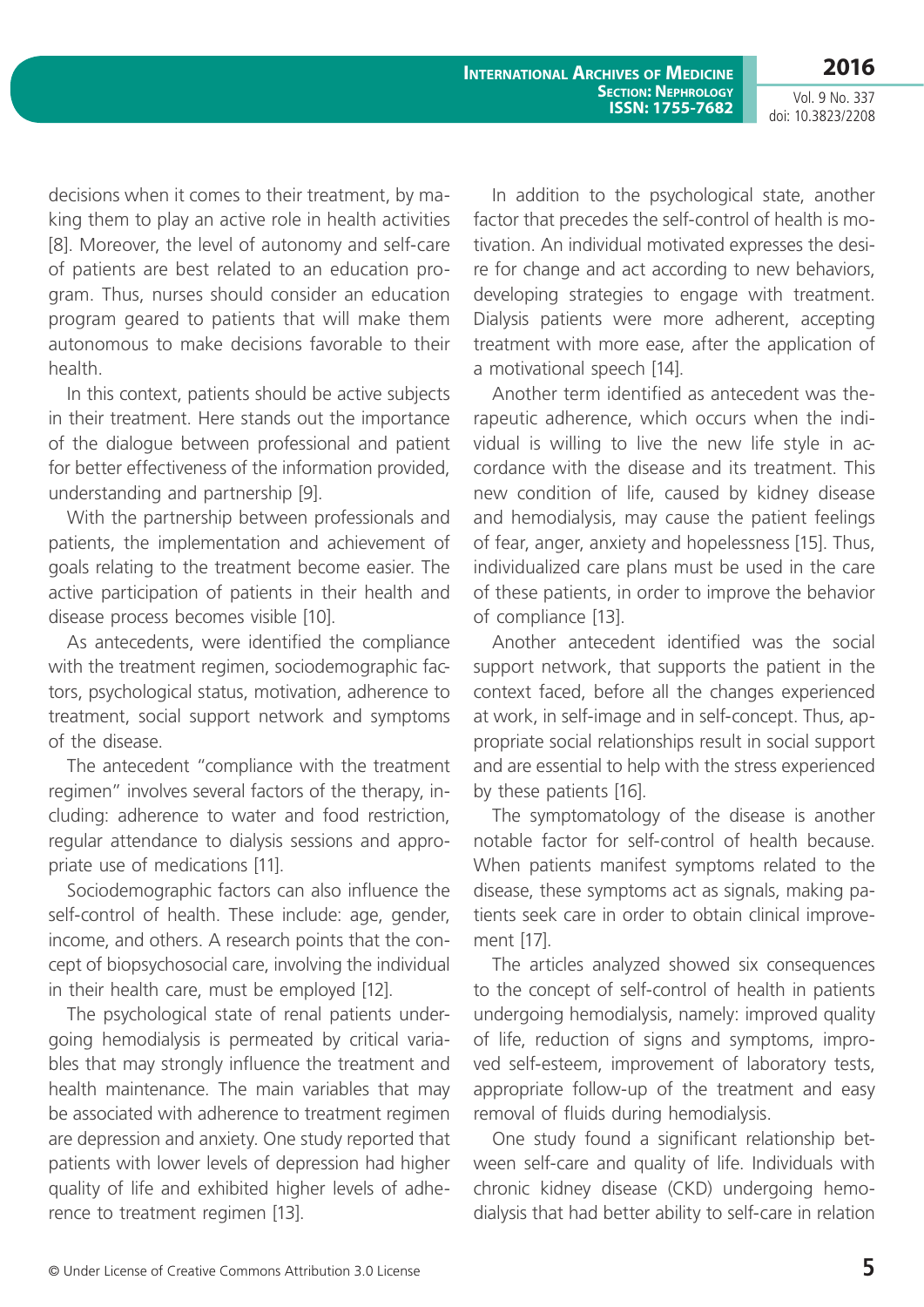decisions when it comes to their treatment, by making them to play an active role in health activities [8]. Moreover, the level of autonomy and self-care of patients are best related to an education program. Thus, nurses should consider an education program geared to patients that will make them autonomous to make decisions favorable to their health.

In this context, patients should be active subjects in their treatment. Here stands out the importance of the dialogue between professional and patient for better effectiveness of the information provided, understanding and partnership [9].

With the partnership between professionals and patients, the implementation and achievement of goals relating to the treatment become easier. The active participation of patients in their health and disease process becomes visible [10].

As antecedents, were identified the compliance with the treatment regimen, sociodemographic factors, psychological status, motivation, adherence to treatment, social support network and symptoms of the disease.

The antecedent "compliance with the treatment regimen" involves several factors of the therapy, including: adherence to water and food restriction, regular attendance to dialysis sessions and appropriate use of medications [11].

Sociodemographic factors can also influence the self-control of health. These include: age, gender, income, and others. A research points that the concept of biopsychosocial care, involving the individual in their health care, must be employed [12].

The psychological state of renal patients undergoing hemodialysis is permeated by critical variables that may strongly influence the treatment and health maintenance. The main variables that may be associated with adherence to treatment regimen are depression and anxiety. One study reported that patients with lower levels of depression had higher quality of life and exhibited higher levels of adherence to treatment regimen [13].

In addition to the psychological state, another factor that precedes the self-control of health is motivation. An individual motivated expresses the desire for change and act according to new behaviors, developing strategies to engage with treatment. Dialysis patients were more adherent, accepting treatment with more ease, after the application of a motivational speech [14].

Another term identified as antecedent was therapeutic adherence, which occurs when the individual is willing to live the new life style in accordance with the disease and its treatment. This new condition of life, caused by kidney disease and hemodialysis, may cause the patient feelings of fear, anger, anxiety and hopelessness [15]. Thus, individualized care plans must be used in the care of these patients, in order to improve the behavior of compliance [13].

Another antecedent identified was the social support network, that supports the patient in the context faced, before all the changes experienced at work, in self-image and in self-concept. Thus, appropriate social relationships result in social support and are essential to help with the stress experienced by these patients [16].

The symptomatology of the disease is another notable factor for self-control of health because. When patients manifest symptoms related to the disease, these symptoms act as signals, making patients seek care in order to obtain clinical improvement [17].

The articles analyzed showed six consequences to the concept of self-control of health in patients undergoing hemodialysis, namely: improved quality of life, reduction of signs and symptoms, improved self-esteem, improvement of laboratory tests, appropriate follow-up of the treatment and easy removal of fluids during hemodialysis.

One study found a significant relationship between self-care and quality of life. Individuals with chronic kidney disease (CKD) undergoing hemodialysis that had better ability to self-care in relation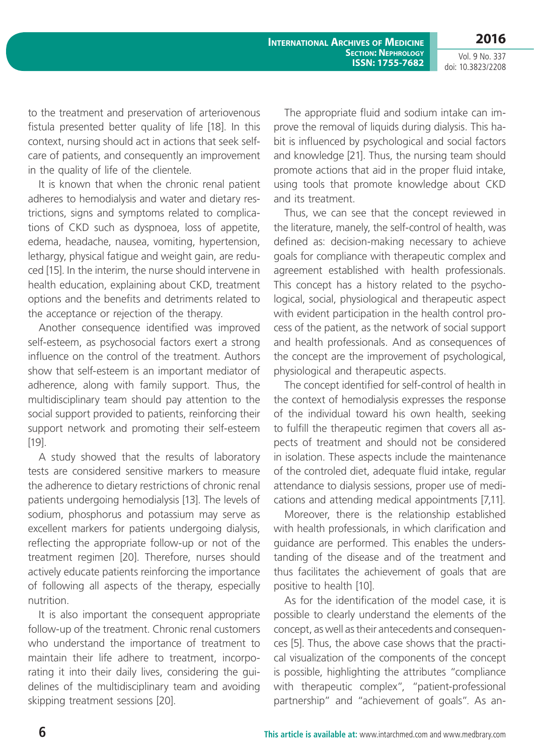to the treatment and preservation of arteriovenous fistula presented better quality of life [18]. In this context, nursing should act in actions that seek self-care of patients, and consequently an improvement in the quality of life of the clientele.

It is known that when the chronic renal patient adheres to hemodialysis and water and dietary restrictions, signs and symptoms related to complications of CKD such as dyspnoea, loss of appetite, edema, headache, nausea, vomiting, hypertension, lethargy, physical fatigue and weight gain, are reduced [15]. In the interim, the nurse should intervene in health education, explaining about CKD, treatment options and the benefits and detriments related to the acceptance or rejection of the therapy.

Another consequence identified was improved self-esteem, as psychosocial factors exert a strong influence on the control of the treatment. Authors show that self-esteem is an important mediator of adherence, along with family support. Thus, the multidisciplinary team should pay attention to the social support provided to patients, reinforcing their support network and promoting their self-esteem [19].

A study showed that the results of laboratory tests are considered sensitive markers to measure the adherence to dietary restrictions of chronic renal patients undergoing hemodialysis [13]. The levels of sodium, phosphorus and potassium may serve as excellent markers for patients undergoing dialysis, reflecting the appropriate follow-up or not of the treatment regimen [20]. Therefore, nurses should actively educate patients reinforcing the importance of following all aspects of the therapy, especially nutrition.

It is also important the consequent appropriate follow-up of the treatment. Chronic renal customers who understand the importance of treatment to maintain their life adhere to treatment, incorporating it into their daily lives, considering the guidelines of the multidisciplinary team and avoiding skipping treatment sessions [20].

The appropriate fluid and sodium intake can improve the removal of liquids during dialysis. This habit is influenced by psychological and social factors and knowledge [21]. Thus, the nursing team should promote actions that aid in the proper fluid intake, using tools that promote knowledge about CKD and its treatment.

Thus, we can see that the concept reviewed in the literature, manely, the self-control of health, was defined as: decision-making necessary to achieve goals for compliance with therapeutic complex and agreement established with health professionals. This concept has a history related to the psychological, social, physiological and therapeutic aspect with evident participation in the health control process of the patient, as the network of social support and health professionals. And as consequences of the concept are the improvement of psychological, physiological and therapeutic aspects.

The concept identified for self-control of health in the context of hemodialysis expresses the response of the individual toward his own health, seeking to fulfill the therapeutic regimen that covers all aspects of treatment and should not be considered in isolation. These aspects include the maintenance of the controled diet, adequate fluid intake, regular attendance to dialysis sessions, proper use of medications and attending medical appointments [7,11].

Moreover, there is the relationship established with health professionals, in which clarification and guidance are performed. This enables the understanding of the disease and of the treatment and thus facilitates the achievement of goals that are positive to health [10].

As for the identification of the model case, it is possible to clearly understand the elements of the concept, as well as their antecedents and consequences [5]. Thus, the above case shows that the practical visualization of the components of the concept is possible, highlighting the attributes "compliance with therapeutic complex", "patient-professional partnership" and "achievement of goals". As an-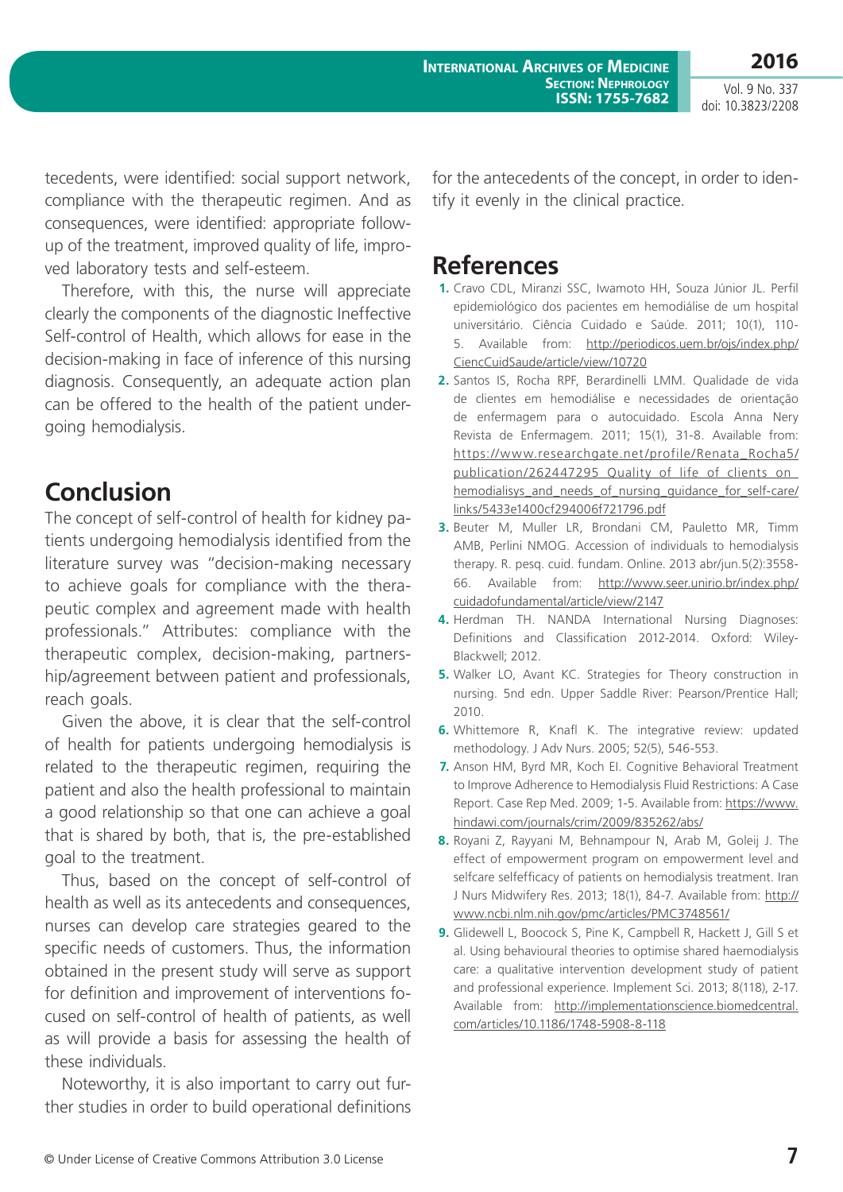tecedents, were identified: social support network, compliance with the therapeutic regimen. And as consequences, were identified: appropriate follow-up of the treatment, improved quality of life, improved laboratory tests and self-esteem.

Therefore, with this, the nurse will appreciate clearly the components of the diagnostic Ineffective Self-control of Health, which allows for ease in the decision-making in face of inference of this nursing diagnosis. Consequently, an adequate action plan can be offered to the health of the patient undergoing hemodialysis.

## Conclusion

The concept of self-control of health for kidney patients undergoing hemodialysis identified from the literature survey was "decision-making necessary to achieve goals for compliance with the therapeutic complex and agreement made with health professionals." Attributes: compliance with the therapeutic complex, decision-making, partnership/agreement between patient and professionals, reach goals.

Given the above, it is clear that the self-control of health for patients undergoing hemodialysis is related to the therapeutic regimen, requiring the patient and also the health professional to maintain a good relationship so that one can achieve a goal that is shared by both, that is, the pre-established goal to the treatment.

Thus, based on the concept of self-control of health as well as its antecedents and consequences, nurses can develop care strategies geared to the specific needs of customers. Thus, the information obtained in the present study will serve as support for definition and improvement of interventions focused on self-control of health of patients, as well as will provide a basis for assessing the health of these individuals.

Noteworthy, it is also important to carry out further studies in order to build operational definitions for the antecedents of the concept, in order to identify it evenly in the clinical practice.

## References

1. Cravo CDL, Miranzi SSC, Iwamoto HH, Souza Júnior JL. Perfil epidemiológico dos pacientes em hemodiálise de um hospital universitário. Ciência Cuidado e Saúde. 2011; 10(1), 110-5. Available from: http://periodicos.uem.br/ojs/index.php/CiencCuidSaude/article/view/10720
2. Santos IS, Rocha RPF, Berardinelli LMM. Qualidade de vida de clientes em hemodiálise e necessidades de orientação de enfermagem para o autocuidado. Escola Anna Nery Revista de Enfermagem. 2011; 15(1), 31-8. Available from: https://www.researchgate.net/profile/Renata_Rocha5/publication/262447295_Quality_of_life_of_clients_on_hemodialisys_and_needs_of_nursing_guidance_for_self-care/links/5433e1400cf294006f721796.pdf
3. Beuter M, Muller LR, Brondani CM, Pauletto MR, Timm AMB, Perlini NMOG. Accession of individuals to hemodialysis therapy. R. pesq. cuid. fundam. Online. 2013 abr/jun.5(2):3558-66. Available from: http://www.seer.unirio.br/index.php/cuidadofundamental/article/view/2147
4. Herdman TH. NANDA International Nursing Diagnoses: Definitions and Classification 2012-2014. Oxford: Wiley-Blackwell; 2012.
5. Walker LO, Avant KC. Strategies for Theory construction in nursing. 5nd edn. Upper Saddle River: Pearson/Prentice Hall; 2010.
6. Whittemore R, Knafl K. The integrative review: updated methodology. J Adv Nurs. 2005; 52(5), 546-553.
7. Anson HM, Byrd MR, Koch EI. Cognitive Behavioral Treatment to Improve Adherence to Hemodialysis Fluid Restrictions: A Case Report. Case Rep Med. 2009; 1-5. Available from: https://www.hindawi.com/journals/crim/2009/835262/abs/
8. Royani Z, Rayyani M, Behnampour N, Arab M, Goleij J. The effect of empowerment program on empowerment level and selfcare selfefficacy of patients on hemodialysis treatment. Iran J Nurs Midwifery Res. 2013; 18(1), 84-7. Available from: http://www.ncbi.nlm.nih.gov/pmc/articles/PMC3748561/
9. Glidewell L, Boocock S, Pine K, Campbell R, Hackett J, Gill S et al. Using behavioural theories to optimise shared haemodialysis care: a qualitative intervention development study of patient and professional experience. Implement Sci. 2013; 8(118), 2-17. Available from: http://implementationscience.biomedcentral.com/articles/10.1186/1748-5908-8-118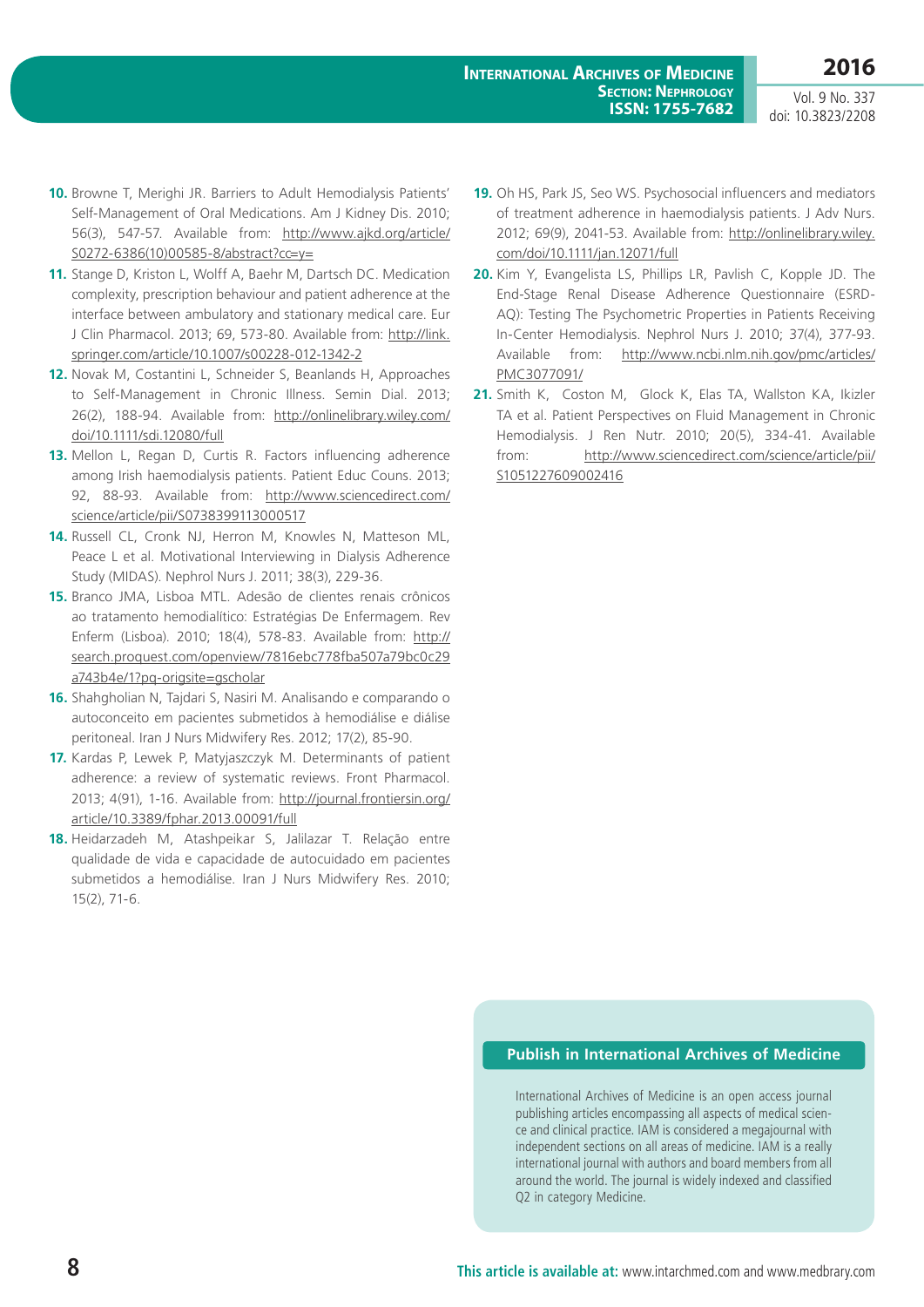10. Browne T, Merighi JR. Barriers to Adult Hemodialysis Patients' Self-Management of Oral Medications. Am J Kidney Dis. 2010; 56(3), 547-57. Available from: http://www.ajkd.org/article/S0272-6386(10)00585-8/abstract?cc=y=
11. Stange D, Kriston L, Wolff A, Baehr M, Dartsch DC. Medication complexity, prescription behaviour and patient adherence at the interface between ambulatory and stationary medical care. Eur J Clin Pharmacol. 2013; 69, 573-80. Available from: http://link.springer.com/article/10.1007/s00228-012-1342-2
12. Novak M, Costantini L, Schneider S, Beanlands H, Approaches to Self-Management in Chronic Illness. Semin Dial. 2013; 26(2), 188-94. Available from: http://onlinelibrary.wiley.com/doi/10.1111/sdi.12080/full
13. Mellon L, Regan D, Curtis R. Factors influencing adherence among Irish haemodialysis patients. Patient Educ Couns. 2013; 92, 88-93. Available from: http://www.sciencedirect.com/science/article/pii/S0738399113000517
14. Russell CL, Cronk NJ, Herron M, Knowles N, Matteson ML, Peace L et al. Motivational Interviewing in Dialysis Adherence Study (MIDAS). Nephrol Nurs J. 2011; 38(3), 229-36.
15. Branco JMA, Lisboa MTL. Adesão de clientes renais crônicos ao tratamento hemodialítico: Estratégias De Enfermagem. Rev Enferm (Lisboa). 2010; 18(4), 578-83. Available from: http://search.proquest.com/openview/7816ebc778fba507a79bc0c29a743b4e/1?pq-origsite=gscholar
16. Shahgholian N, Tajdari S, Nasiri M. Analisando e comparando o autoconceito em pacientes submetidos à hemodiálise e diálise peritoneal. Iran J Nurs Midwifery Res. 2012; 17(2), 85-90.
17. Kardas P, Lewek P, Matyjaszczyk M. Determinants of patient adherence: a review of systematic reviews. Front Pharmacol. 2013; 4(91), 1-16. Available from: http://journal.frontiersin.org/article/10.3389/fphar.2013.00091/full
18. Heidarzadeh M, Atashpeikar S, Jalilazar T. Relação entre qualidade de vida e capacidade de autocuidado em pacientes submetidos a hemodiálise. Iran J Nurs Midwifery Res. 2010; 15(2), 71-6.
19. Oh HS, Park JS, Seo WS. Psychosocial influencers and mediators of treatment adherence in haemodialysis patients. J Adv Nurs. 2012; 69(9), 2041-53. Available from: http://onlinelibrary.wiley.com/doi/10.1111/jan.12071/full
20. Kim Y, Evangelista LS, Phillips LR, Pavlish C, Kopple JD. The End-Stage Renal Disease Adherence Questionnaire (ESRD-AQ): Testing The Psychometric Properties in Patients Receiving In-Center Hemodialysis. Nephrol Nurs J. 2010; 37(4), 377-93. Available from: http://www.ncbi.nlm.nih.gov/pmc/articles/PMC3077091/
21. Smith K, Coston M, Glock K, Elas TA, Wallston KA, Ikizler TA et al. Patient Perspectives on Fluid Management in Chronic Hemodialysis. J Ren Nutr. 2010; 20(5), 334-41. Available from: http://www.sciencedirect.com/science/article/pii/S1051227609002416

**Publish in International Archives of Medicine**

International Archives of Medicine is an open access journal publishing articles encompassing all aspects of medical science and clinical practice. IAM is considered a megajournal with independent sections on all areas of medicine. IAM is a really international journal with authors and board members from all around the world. The journal is widely indexed and classified Q2 in category Medicine.